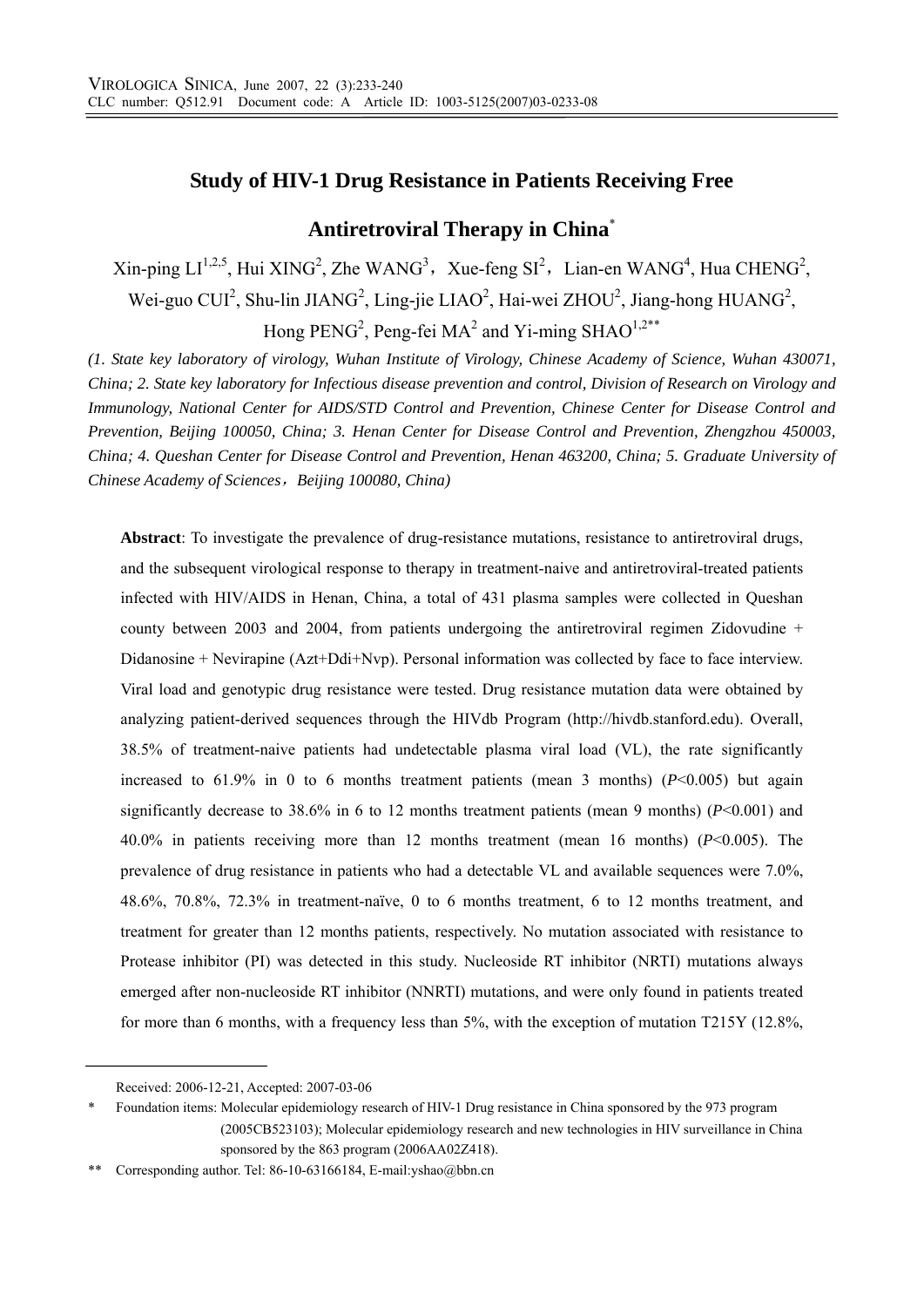# Study of HIV-1 Drug Resistance in Patients Receiving Free Antiretroviral Therapy in China*

Xin-ping LI[1,2,5], Hui XING[2], Zhe WANG[3], Xue-feng SI[2], Lian-en WANG[4], Hua CHENG[2], Wei-guo CUI[2], Shu-lin JIANG[2], Ling-jie LIAO[2], Hai-wei ZHOU[2], Jiang-hong HUANG[2], Hong PENG[2], Peng-fei MA[2] and Yi-ming SHAO[1,2]**

*(1. State key laboratory of virology, Wuhan Institute of Virology, Chinese Academy of Science, Wuhan 430071, China; 2. State key laboratory for Infectious disease prevention and control, Division of Research on Virology and Immunology, National Center for AIDS/STD Control and Prevention, Chinese Center for Disease Control and Prevention, Beijing 100050, China; 3. Henan Center for Disease Control and Prevention, Zhengzhou 450003, China; 4. Queshan Center for Disease Control and Prevention, Henan 463200, China; 5. Graduate University of Chinese Academy of Sciences，Beijing 100080, China)*

**Abstract**: To investigate the prevalence of drug-resistance mutations, resistance to antiretroviral drugs, and the subsequent virological response to therapy in treatment-naive and antiretroviral-treated patients infected with HIV/AIDS in Henan, China, a total of 431 plasma samples were collected in Queshan county between 2003 and 2004, from patients undergoing the antiretroviral regimen Zidovudine + Didanosine + Nevirapine (Azt+Ddi+Nvp). Personal information was collected by face to face interview. Viral load and genotypic drug resistance were tested. Drug resistance mutation data were obtained by analyzing patient-derived sequences through the HIVdb Program (http://hivdb.stanford.edu). Overall, 38.5% of treatment-naive patients had undetectable plasma viral load (VL), the rate significantly increased to 61.9% in 0 to 6 months treatment patients (mean 3 months) ($P$<0.005) but again significantly decrease to 38.6% in 6 to 12 months treatment patients (mean 9 months) ($P$<0.001) and 40.0% in patients receiving more than 12 months treatment (mean 16 months) ($P$<0.005). The prevalence of drug resistance in patients who had a detectable VL and available sequences were 7.0%, 48.6%, 70.8%, 72.3% in treatment-naïve, 0 to 6 months treatment, 6 to 12 months treatment, and treatment for greater than 12 months patients, respectively. No mutation associated with resistance to Protease inhibitor (PI) was detected in this study. Nucleoside RT inhibitor (NRTI) mutations always emerged after non-nucleoside RT inhibitor (NNRTI) mutations, and were only found in patients treated for more than 6 months, with a frequency less than 5%, with the exception of mutation T215Y (12.8%,

---

Received: 2006-12-21, Accepted: 2007-03-06

\* Foundation items: Molecular epidemiology research of HIV-1 Drug resistance in China sponsored by the 973 program (2005CB523103); Molecular epidemiology research and new technologies in HIV surveillance in China sponsored by the 863 program (2006AA02Z418).

\*\* Corresponding author. Tel: 86-10-63166184, E-mail:yshao@bbn.cn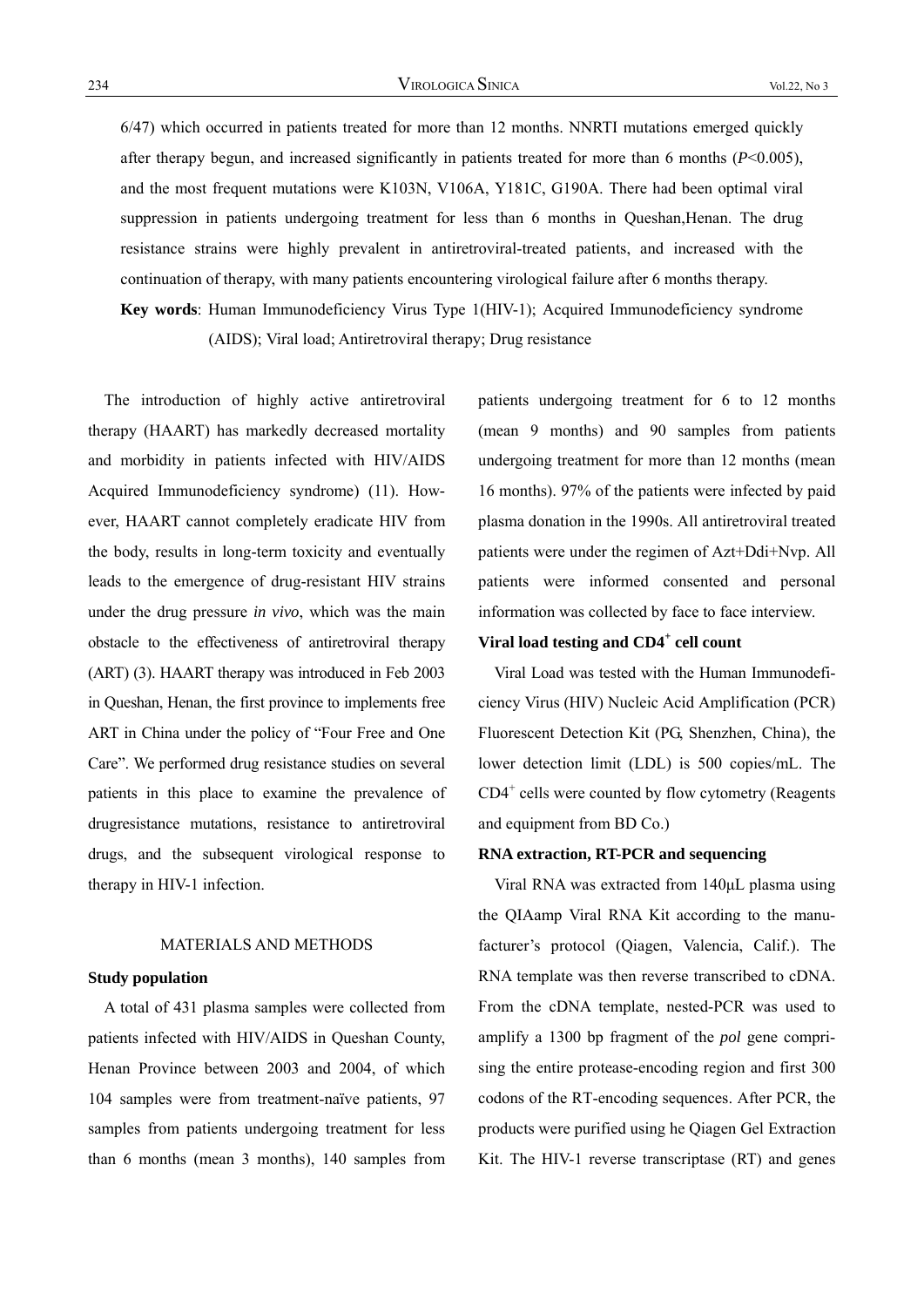6/47) which occurred in patients treated for more than 12 months. NNRTI mutations emerged quickly after therapy begun, and increased significantly in patients treated for more than 6 months ($P$<0.005), and the most frequent mutations were K103N, V106A, Y181C, G190A. There had been optimal viral suppression in patients undergoing treatment for less than 6 months in Queshan,Henan. The drug resistance strains were highly prevalent in antiretroviral-treated patients, and increased with the continuation of therapy, with many patients encountering virological failure after 6 months therapy.

**Key words**: Human Immunodeficiency Virus Type 1(HIV-1); Acquired Immunodeficiency syndrome (AIDS); Viral load; Antiretroviral therapy; Drug resistance

The introduction of highly active antiretroviral therapy (HAART) has markedly decreased mortality and morbidity in patients infected with HIV/AIDS Acquired Immunodeficiency syndrome) (11). However, HAART cannot completely eradicate HIV from the body, results in long-term toxicity and eventually leads to the emergence of drug-resistant HIV strains under the drug pressure *in vivo*, which was the main obstacle to the effectiveness of antiretroviral therapy (ART) (3). HAART therapy was introduced in Feb 2003 in Queshan, Henan, the first province to implements free ART in China under the policy of "Four Free and One Care". We performed drug resistance studies on several patients in this place to examine the prevalence of drugresistance mutations, resistance to antiretroviral drugs, and the subsequent virological response to therapy in HIV-1 infection.

## MATERIALS AND METHODS

### Study population

A total of 431 plasma samples were collected from patients infected with HIV/AIDS in Queshan County, Henan Province between 2003 and 2004, of which 104 samples were from treatment-naïve patients, 97 samples from patients undergoing treatment for less than 6 months (mean 3 months), 140 samples from patients undergoing treatment for 6 to 12 months (mean 9 months) and 90 samples from patients undergoing treatment for more than 12 months (mean 16 months). 97% of the patients were infected by paid plasma donation in the 1990s. All antiretroviral treated patients were under the regimen of Azt+Ddi+Nvp. All patients were informed consented and personal information was collected by face to face interview.

### Viral load testing and $CD4^+$ cell count

Viral Load was tested with the Human Immunodeficiency Virus (HIV) Nucleic Acid Amplification (PCR) Fluorescent Detection Kit (PG, Shenzhen, China), the lower detection limit (LDL) is 500 copies/mL. The $CD4^+$ cells were counted by flow cytometry (Reagents and equipment from BD Co.)

### RNA extraction, RT-PCR and sequencing

Viral RNA was extracted from 140μL plasma using the QIAamp Viral RNA Kit according to the manufacturer's protocol (Qiagen, Valencia, Calif.). The RNA template was then reverse transcribed to cDNA. From the cDNA template, nested-PCR was used to amplify a 1300 bp fragment of the *pol* gene comprising the entire protease-encoding region and first 300 codons of the RT-encoding sequences. After PCR, the products were purified using he Qiagen Gel Extraction Kit. The HIV-1 reverse transcriptase (RT) and genes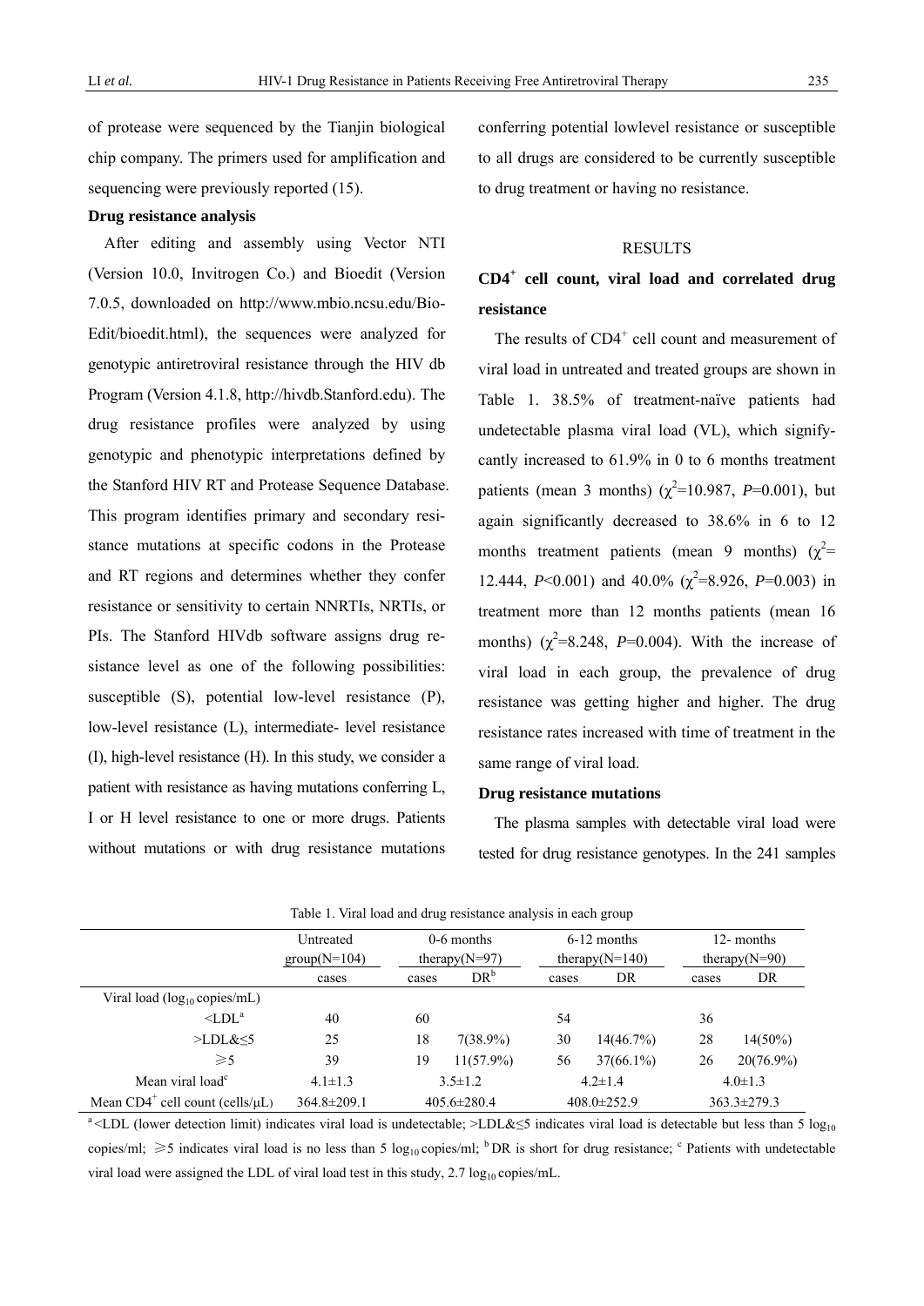of protease were sequenced by the Tianjin biological chip company. The primers used for amplification and sequencing were previously reported (15).

**Drug resistance analysis**

After editing and assembly using Vector NTI (Version 10.0, Invitrogen Co.) and Bioedit (Version 7.0.5, downloaded on http://www.mbio.ncsu.edu/Bio-Edit/bioedit.html), the sequences were analyzed for genotypic antiretroviral resistance through the HIV db Program (Version 4.1.8, http://hivdb.Stanford.edu). The drug resistance profiles were analyzed by using genotypic and phenotypic interpretations defined by the Stanford HIV RT and Protease Sequence Database. This program identifies primary and secondary resistance mutations at specific codons in the Protease and RT regions and determines whether they confer resistance or sensitivity to certain NNRTIs, NRTIs, or PIs. The Stanford HIVdb software assigns drug resistance level as one of the following possibilities: susceptible (S), potential low-level resistance (P), low-level resistance (L), intermediate- level resistance (I), high-level resistance (H). In this study, we consider a patient with resistance as having mutations conferring L, I or H level resistance to one or more drugs. Patients without mutations or with drug resistance mutations conferring potential lowlevel resistance or susceptible to all drugs are considered to be currently susceptible to drug treatment or having no resistance.

## RESULTS

### CD4$^+$ cell count, viral load and correlated drug resistance

The results of CD4$^+$ cell count and measurement of viral load in untreated and treated groups are shown in Table 1. 38.5% of treatment-naïve patients had undetectable plasma viral load (VL), which significantly increased to 61.9% in 0 to 6 months treatment patients (mean 3 months) ($\chi^2$=10.987, *P*=0.001), but again significantly decreased to 38.6% in 6 to 12 months treatment patients (mean 9 months) ($\chi^2$= 12.444, *P*<0.001) and 40.0% ($\chi^2$=8.926, *P*=0.003) in treatment more than 12 months patients (mean 16 months) ($\chi^2$=8.248, *P*=0.004). With the increase of viral load in each group, the prevalence of drug resistance was getting higher and higher. The drug resistance rates increased with time of treatment in the same range of viral load.

**Drug resistance mutations**

The plasma samples with detectable viral load were tested for drug resistance genotypes. In the 241 samples

Table 1. Viral load and drug resistance analysis in each group

| | Untreated group(N=104) | 0-6 months therapy(N=97) | | 6-12 months therapy(N=140) | | 12- months therapy(N=90) | |
|---|---|---|---|---|---|---|---|
| | cases | cases | DR[b] | cases | DR | cases | DR |
| Viral load ($\log_{10}$ copies/mL) | | | | | | | |
| <LDL[a] | 40 | 60 | | 54 | | 36 | |
| >LDL&≤5 | 25 | 18 | 7(38.9%) | 30 | 14(46.7%) | 28 | 14(50%) |
| ≥5 | 39 | 19 | 11(57.9%) | 56 | 37(66.1%) | 26 | 20(76.9%) |
| Mean viral load[c] | 4.1±1.3 | 3.5±1.2 | | 4.2±1.4 | | 4.0±1.3 | |
| Mean CD4$^+$ cell count (cells/μL) | 364.8±209.1 | 405.6±280.4 | | 408.0±252.9 | | 363.3±279.3 | |

[a] <LDL (lower detection limit) indicates viral load is undetectable; >LDL&≤5 indicates viral load is detectable but less than 5 $\log_{10}$ copies/ml; ≥5 indicates viral load is no less than 5 $\log_{10}$ copies/ml; [b] DR is short for drug resistance; [c] Patients with undetectable viral load were assigned the LDL of viral load test in this study, 2.7 $\log_{10}$ copies/mL.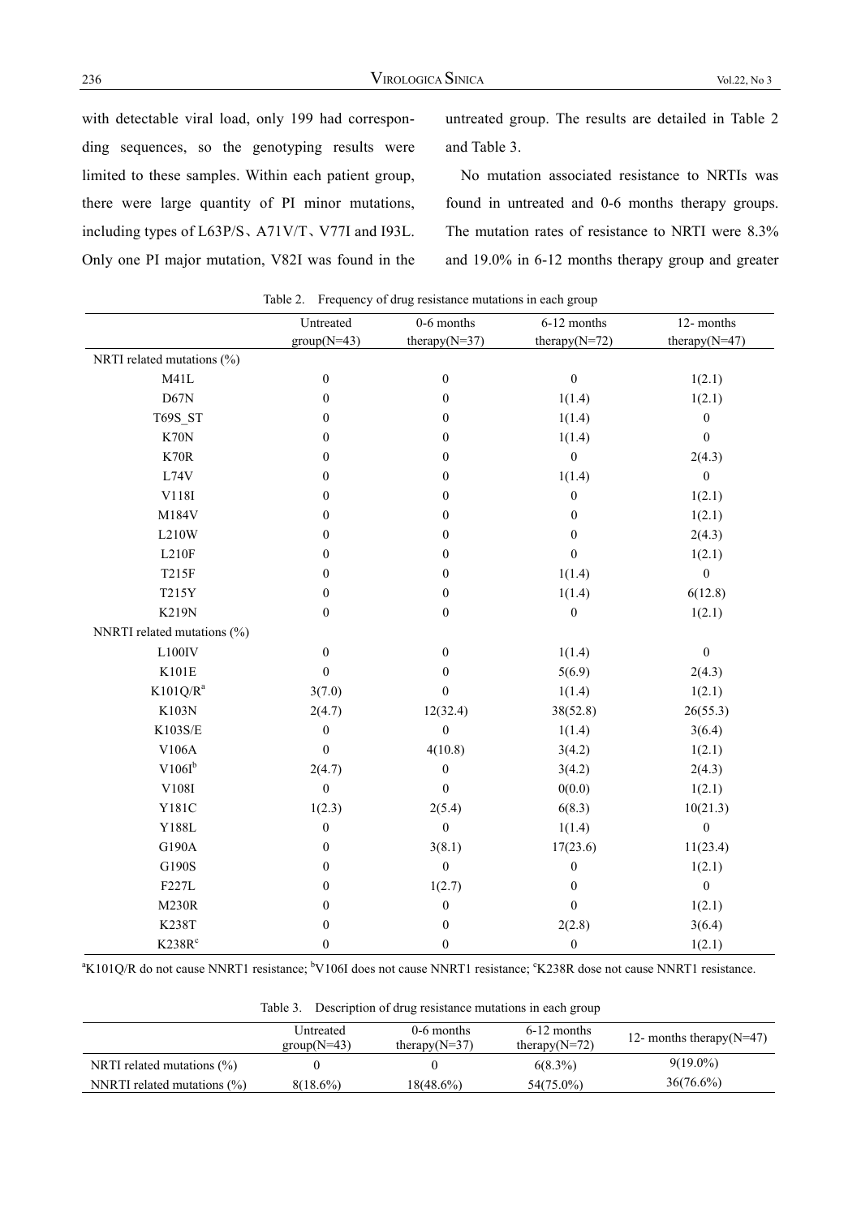with detectable viral load, only 199 had corresponding sequences, so the genotyping results were limited to these samples. Within each patient group, there were large quantity of PI minor mutations, including types of L63P/S、A71V/T、V77I and I93L. Only one PI major mutation, V82I was found in the untreated group. The results are detailed in Table 2 and Table 3.

No mutation associated resistance to NRTIs was found in untreated and 0-6 months therapy groups. The mutation rates of resistance to NRTI were 8.3% and 19.0% in 6-12 months therapy group and greater

Table 2. Frequency of drug resistance mutations in each group

| | Untreated group(N=43) | 0-6 months therapy(N=37) | 6-12 months therapy(N=72) | 12- months therapy(N=47) |
|---|---|---|---|---|
| NRTI related mutations (%) | | | | |
| M41L | 0 | 0 | 0 | 1(2.1) |
| D67N | 0 | 0 | 1(1.4) | 1(2.1) |
| T69S_ST | 0 | 0 | 1(1.4) | 0 |
| K70N | 0 | 0 | 1(1.4) | 0 |
| K70R | 0 | 0 | 0 | 2(4.3) |
| L74V | 0 | 0 | 1(1.4) | 0 |
| V118I | 0 | 0 | 0 | 1(2.1) |
| M184V | 0 | 0 | 0 | 1(2.1) |
| L210W | 0 | 0 | 0 | 2(4.3) |
| L210F | 0 | 0 | 0 | 1(2.1) |
| T215F | 0 | 0 | 1(1.4) | 0 |
| T215Y | 0 | 0 | 1(1.4) | 6(12.8) |
| K219N | 0 | 0 | 0 | 1(2.1) |
| NNRTI related mutations (%) | | | | |
| L100IV | 0 | 0 | 1(1.4) | 0 |
| K101E | 0 | 0 | 5(6.9) | 2(4.3) |
| K101Q/R[a] | 3(7.0) | 0 | 1(1.4) | 1(2.1) |
| K103N | 2(4.7) | 12(32.4) | 38(52.8) | 26(55.3) |
| K103S/E | 0 | 0 | 1(1.4) | 3(6.4) |
| V106A | 0 | 4(10.8) | 3(4.2) | 1(2.1) |
| V106I[b] | 2(4.7) | 0 | 3(4.2) | 2(4.3) |
| V108I | 0 | 0 | 0(0.0) | 1(2.1) |
| Y181C | 1(2.3) | 2(5.4) | 6(8.3) | 10(21.3) |
| Y188L | 0 | 0 | 1(1.4) | 0 |
| G190A | 0 | 3(8.1) | 17(23.6) | 11(23.4) |
| G190S | 0 | 0 | 0 | 1(2.1) |
| F227L | 0 | 1(2.7) | 0 | 0 |
| M230R | 0 | 0 | 0 | 1(2.1) |
| K238T | 0 | 0 | 2(2.8) | 3(6.4) |
| K238R[c] | 0 | 0 | 0 | 1(2.1) |

[a]K101Q/R do not cause NNRT1 resistance; [b]V106I does not cause NNRT1 resistance; [c]K238R dose not cause NNRT1 resistance.

Table 3. Description of drug resistance mutations in each group

| | Untreated group(N=43) | 0-6 months therapy(N=37) | 6-12 months therapy(N=72) | 12- months therapy(N=47) |
|---|---|---|---|---|
| NRTI related mutations (%) | 0 | 0 | 6(8.3%) | 9(19.0%) |
| NNRTI related mutations (%) | 8(18.6%) | 18(48.6%) | 54(75.0%) | 36(76.6%) |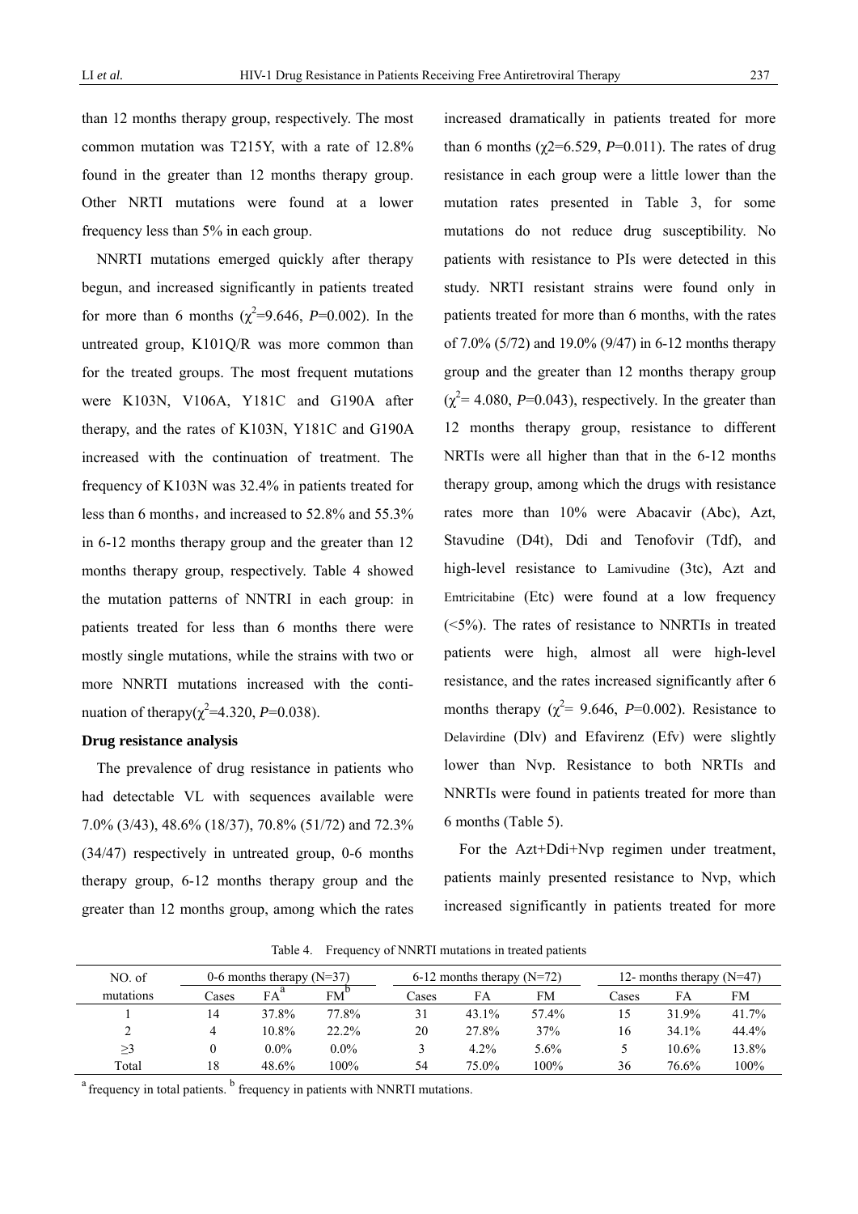than 12 months therapy group, respectively. The most common mutation was T215Y, with a rate of 12.8% found in the greater than 12 months therapy group. Other NRTI mutations were found at a lower frequency less than 5% in each group.

NNRTI mutations emerged quickly after therapy begun, and increased significantly in patients treated for more than 6 months ($\chi^2$=9.646, $P$=0.002). In the untreated group, K101Q/R was more common than for the treated groups. The most frequent mutations were K103N, V106A, Y181C and G190A after therapy, and the rates of K103N, Y181C and G190A increased with the continuation of treatment. The frequency of K103N was 32.4% in patients treated for less than 6 months，and increased to 52.8% and 55.3% in 6-12 months therapy group and the greater than 12 months therapy group, respectively. Table 4 showed the mutation patterns of NNTRI in each group: in patients treated for less than 6 months there were mostly single mutations, while the strains with two or more NNRTI mutations increased with the continuation of therapy($\chi^2$=4.320, $P$=0.038).

**Drug resistance analysis**

The prevalence of drug resistance in patients who had detectable VL with sequences available were 7.0% (3/43), 48.6% (18/37), 70.8% (51/72) and 72.3% (34/47) respectively in untreated group, 0-6 months therapy group, 6-12 months therapy group and the greater than 12 months group, among which the rates increased dramatically in patients treated for more than 6 months ($\chi$2=6.529, $P$=0.011). The rates of drug resistance in each group were a little lower than the mutation rates presented in Table 3, for some mutations do not reduce drug susceptibility. No patients with resistance to PIs were detected in this study. NRTI resistant strains were found only in patients treated for more than 6 months, with the rates of 7.0% (5/72) and 19.0% (9/47) in 6-12 months therapy group and the greater than 12 months therapy group ($\chi^2$= 4.080, $P$=0.043), respectively. In the greater than 12 months therapy group, resistance to different NRTIs were all higher than that in the 6-12 months therapy group, among which the drugs with resistance rates more than 10% were Abacavir (Abc), Azt, Stavudine (D4t), Ddi and Tenofovir (Tdf), and high-level resistance to Lamivudine (3tc), Azt and Emtricitabine (Etc) were found at a low frequency (<5%). The rates of resistance to NNRTIs in treated patients were high, almost all were high-level resistance, and the rates increased significantly after 6 months therapy ($\chi^2$= 9.646, $P$=0.002). Resistance to Delavirdine (Dlv) and Efavirenz (Efv) were slightly lower than Nvp. Resistance to both NRTIs and NNRTIs were found in patients treated for more than 6 months (Table 5).

For the Azt+Ddi+Nvp regimen under treatment, patients mainly presented resistance to Nvp, which increased significantly in patients treated for more

Table 4. Frequency of NNRTI mutations in treated patients

| NO. of mutations | 0-6 months therapy (N=37) | | | 6-12 months therapy (N=72) | | | 12- months therapy (N=47) | | |
|---|---|---|---|---|---|---|---|---|---|
| | Cases | FA[a] | FM[b] | Cases | FA | FM | Cases | FA | FM |
| 1 | 14 | 37.8% | 77.8% | 31 | 43.1% | 57.4% | 15 | 31.9% | 41.7% |
| 2 | 4 | 10.8% | 22.2% | 20 | 27.8% | 37% | 16 | 34.1% | 44.4% |
| ≥3 | 0 | 0.0% | 0.0% | 3 | 4.2% | 5.6% | 5 | 10.6% | 13.8% |
| Total | 18 | 48.6% | 100% | 54 | 75.0% | 100% | 36 | 76.6% | 100% |

[a] frequency in total patients. [b] frequency in patients with NNRTI mutations.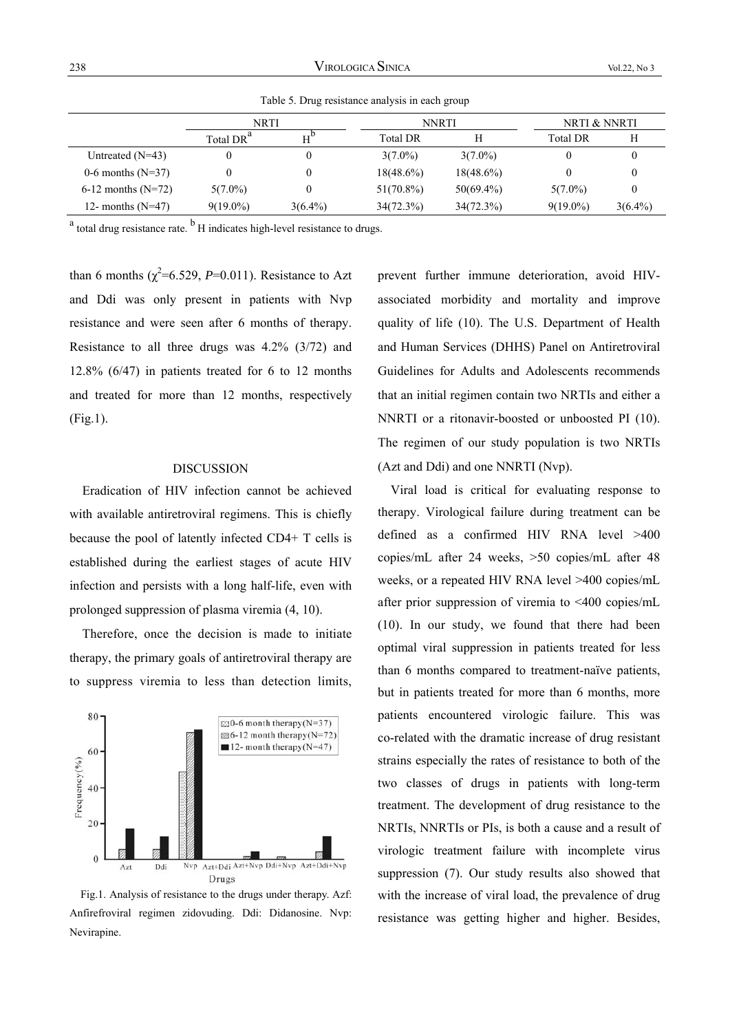Table 5. Drug resistance analysis in each group

| | NRTI | | NNRTI | | NRTI & NNRTI | |
|---|---|---|---|---|---|---|
| | Total DR[a] | H[b] | Total DR | H | Total DR | H |
| Untreated (N=43) | 0 | 0 | 3(7.0%) | 3(7.0%) | 0 | 0 |
| 0-6 months (N=37) | 0 | 0 | 18(48.6%) | 18(48.6%) | 0 | 0 |
| 6-12 months (N=72) | 5(7.0%) | 0 | 51(70.8%) | 50(69.4%) | 5(7.0%) | 0 |
| 12- months (N=47) | 9(19.0%) | 3(6.4%) | 34(72.3%) | 34(72.3%) | 9(19.0%) | 3(6.4%) |

[a] total drug resistance rate. [b] H indicates high-level resistance to drugs.

than 6 months ($\chi^2$=6.529, *P*=0.011). Resistance to Azt and Ddi was only present in patients with Nvp resistance and were seen after 6 months of therapy. Resistance to all three drugs was 4.2% (3/72) and 12.8% (6/47) in patients treated for 6 to 12 months and treated for more than 12 months, respectively (Fig.1).

## DISCUSSION

Eradication of HIV infection cannot be achieved with available antiretroviral regimens. This is chiefly because the pool of latently infected CD4+ T cells is established during the earliest stages of acute HIV infection and persists with a long half-life, even with prolonged suppression of plasma viremia (4, 10).

Therefore, once the decision is made to initiate therapy, the primary goals of antiretroviral therapy are to suppress viremia to less than detection limits, prevent further immune deterioration, avoid HIV-associated morbidity and mortality and improve quality of life (10). The U.S. Department of Health and Human Services (DHHS) Panel on Antiretroviral Guidelines for Adults and Adolescents recommends that an initial regimen contain two NRTIs and either a NNRTI or a ritonavir-boosted or unboosted PI (10). The regimen of our study population is two NRTIs (Azt and Ddi) and one NNRTI (Nvp).

Fig.1. Analysis of resistance to the drugs under therapy. Azf: Anfirefroviral regimen zidovuding. Ddi: Didanosine. Nvp: Nevirapine.

Viral load is critical for evaluating response to therapy. Virological failure during treatment can be defined as a confirmed HIV RNA level >400 copies/mL after 24 weeks, >50 copies/mL after 48 weeks, or a repeated HIV RNA level >400 copies/mL after prior suppression of viremia to <400 copies/mL (10). In our study, we found that there had been optimal viral suppression in patients treated for less than 6 months compared to treatment-naïve patients, but in patients treated for more than 6 months, more patients encountered virologic failure. This was co-related with the dramatic increase of drug resistant strains especially the rates of resistance to both of the two classes of drugs in patients with long-term treatment. The development of drug resistance to the NRTIs, NNRTIs or PIs, is both a cause and a result of virologic treatment failure with incomplete virus suppression (7). Our study results also showed that with the increase of viral load, the prevalence of drug resistance was getting higher and higher. Besides,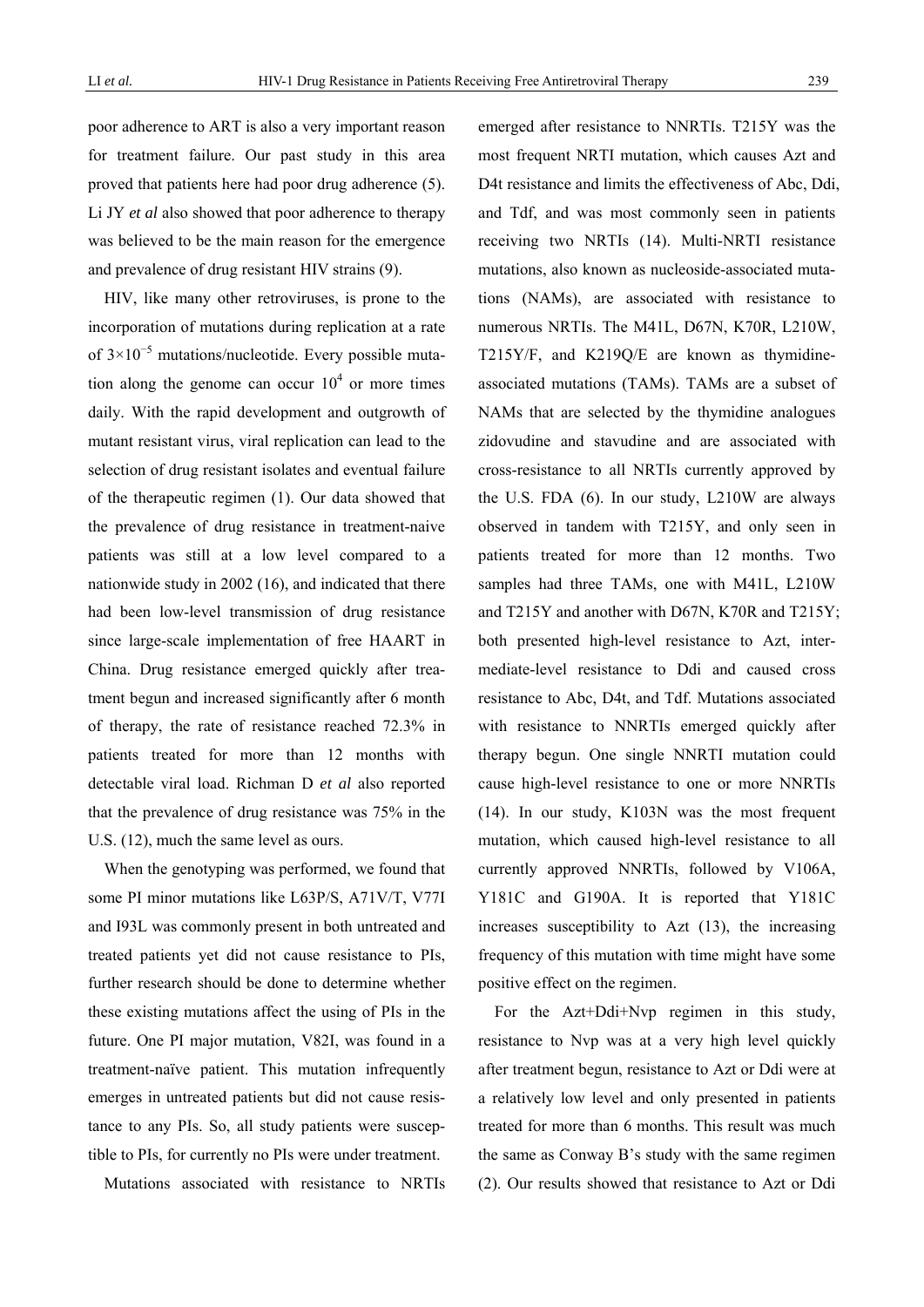poor adherence to ART is also a very important reason for treatment failure. Our past study in this area proved that patients here had poor drug adherence (5). Li JY *et al* also showed that poor adherence to therapy was believed to be the main reason for the emergence and prevalence of drug resistant HIV strains (9).

HIV, like many other retroviruses, is prone to the incorporation of mutations during replication at a rate of $3\times10^{-5}$ mutations/nucleotide. Every possible mutation along the genome can occur $10^4$ or more times daily. With the rapid development and outgrowth of mutant resistant virus, viral replication can lead to the selection of drug resistant isolates and eventual failure of the therapeutic regimen (1). Our data showed that the prevalence of drug resistance in treatment-naive patients was still at a low level compared to a nationwide study in 2002 (16), and indicated that there had been low-level transmission of drug resistance since large-scale implementation of free HAART in China. Drug resistance emerged quickly after treatment begun and increased significantly after 6 month of therapy, the rate of resistance reached 72.3% in patients treated for more than 12 months with detectable viral load. Richman D *et al* also reported that the prevalence of drug resistance was 75% in the U.S. (12), much the same level as ours.

When the genotyping was performed, we found that some PI minor mutations like L63P/S, A71V/T, V77I and I93L was commonly present in both untreated and treated patients yet did not cause resistance to PIs, further research should be done to determine whether these existing mutations affect the using of PIs in the future. One PI major mutation, V82I, was found in a treatment-naïve patient. This mutation infrequently emerges in untreated patients but did not cause resistance to any PIs. So, all study patients were susceptible to PIs, for currently no PIs were under treatment.

Mutations associated with resistance to NRTIs emerged after resistance to NNRTIs. T215Y was the most frequent NRTI mutation, which causes Azt and D4t resistance and limits the effectiveness of Abc, Ddi, and Tdf, and was most commonly seen in patients receiving two NRTIs (14). Multi-NRTI resistance mutations, also known as nucleoside-associated mutations (NAMs), are associated with resistance to numerous NRTIs. The M41L, D67N, K70R, L210W, T215Y/F, and K219Q/E are known as thymidine-associated mutations (TAMs). TAMs are a subset of NAMs that are selected by the thymidine analogues zidovudine and stavudine and are associated with cross-resistance to all NRTIs currently approved by the U.S. FDA (6). In our study, L210W are always observed in tandem with T215Y, and only seen in patients treated for more than 12 months. Two samples had three TAMs, one with M41L, L210W and T215Y and another with D67N, K70R and T215Y; both presented high-level resistance to Azt, intermediate-level resistance to Ddi and caused cross resistance to Abc, D4t, and Tdf. Mutations associated with resistance to NNRTIs emerged quickly after therapy begun. One single NNRTI mutation could cause high-level resistance to one or more NNRTIs (14). In our study, K103N was the most frequent mutation, which caused high-level resistance to all currently approved NNRTIs, followed by V106A, Y181C and G190A. It is reported that Y181C increases susceptibility to Azt (13), the increasing frequency of this mutation with time might have some positive effect on the regimen.

For the Azt+Ddi+Nvp regimen in this study, resistance to Nvp was at a very high level quickly after treatment begun, resistance to Azt or Ddi were at a relatively low level and only presented in patients treated for more than 6 months. This result was much the same as Conway B's study with the same regimen (2). Our results showed that resistance to Azt or Ddi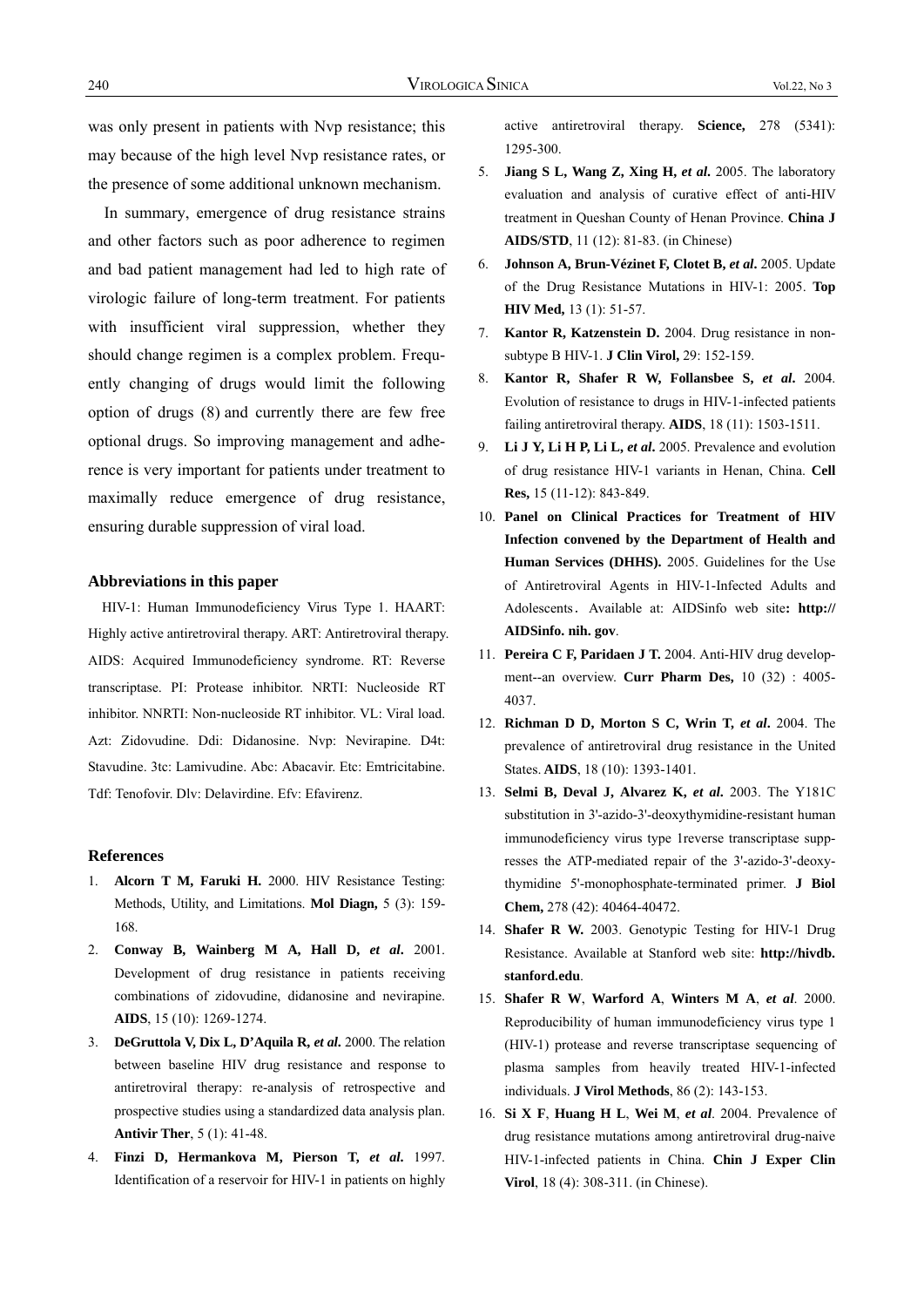was only present in patients with Nvp resistance; this may because of the high level Nvp resistance rates, or the presence of some additional unknown mechanism.

In summary, emergence of drug resistance strains and other factors such as poor adherence to regimen and bad patient management had led to high rate of virologic failure of long-term treatment. For patients with insufficient viral suppression, whether they should change regimen is a complex problem. Frequently changing of drugs would limit the following option of drugs (8) and currently there are few free optional drugs. So improving management and adherence is very important for patients under treatment to maximally reduce emergence of drug resistance, ensuring durable suppression of viral load.

### Abbreviations in this paper

HIV-1: Human Immunodeficiency Virus Type 1. HAART: Highly active antiretroviral therapy. ART: Antiretroviral therapy. AIDS: Acquired Immunodeficiency syndrome. RT: Reverse transcriptase. PI: Protease inhibitor. NRTI: Nucleoside RT inhibitor. NNRTI: Non-nucleoside RT inhibitor. VL: Viral load. Azt: Zidovudine. Ddi: Didanosine. Nvp: Nevirapine. D4t: Stavudine. 3tc: Lamivudine. Abc: Abacavir. Etc: Emtricitabine. Tdf: Tenofovir. Dlv: Delavirdine. Efv: Efavirenz.

### References

1. **Alcorn T M, Faruki H.** 2000. HIV Resistance Testing: Methods, Utility, and Limitations. **Mol Diagn,** 5 (3): 159-168.
2. **Conway B, Wainberg M A, Hall D, *et al*.** 2001. Development of drug resistance in patients receiving combinations of zidovudine, didanosine and nevirapine. **AIDS**, 15 (10): 1269-1274.
3. **DeGruttola V, Dix L, D'Aquila R, *et al*.** 2000. The relation between baseline HIV drug resistance and response to antiretroviral therapy: re-analysis of retrospective and prospective studies using a standardized data analysis plan. **Antivir Ther**, 5 (1): 41-48.
4. **Finzi D, Hermankova M, Pierson T, *et al*.** 1997. Identification of a reservoir for HIV-1 in patients on highly active antiretroviral therapy. **Science,** 278 (5341): 1295-300.
5. **Jiang S L, Wang Z, Xing H, *et al*.** 2005. The laboratory evaluation and analysis of curative effect of anti-HIV treatment in Queshan County of Henan Province. **China J AIDS/STD**, 11 (12): 81-83. (in Chinese)
6. **Johnson A, Brun-Vézinet F, Clotet B, *et al*.** 2005. Update of the Drug Resistance Mutations in HIV-1: 2005. **Top HIV Med,** 13 (1): 51-57.
7. **Kantor R, Katzenstein D.** 2004. Drug resistance in non-subtype B HIV-1. **J Clin Virol,** 29: 152-159.
8. **Kantor R, Shafer R W, Follansbee S, *et al*.** 2004. Evolution of resistance to drugs in HIV-1-infected patients failing antiretroviral therapy. **AIDS**, 18 (11): 1503-1511.
9. **Li J Y, Li H P, Li L, *et al*.** 2005. Prevalence and evolution of drug resistance HIV-1 variants in Henan, China. **Cell Res,** 15 (11-12): 843-849.
10. **Panel on Clinical Practices for Treatment of HIV Infection convened by the Department of Health and Human Services (DHHS).** 2005. Guidelines for the Use of Antiretroviral Agents in HIV-1-Infected Adults and Adolescents. Available at: AIDSinfo web site**: http:// AIDSinfo. nih. gov**.
11. **Pereira C F, Paridaen J T.** 2004. Anti-HIV drug development--an overview. **Curr Pharm Des,** 10 (32) : 4005-4037.
12. **Richman D D, Morton S C, Wrin T, *et al*.** 2004. The prevalence of antiretroviral drug resistance in the United States. **AIDS**, 18 (10): 1393-1401.
13. **Selmi B, Deval J, Alvarez K, *et al*.** 2003. The Y181C substitution in 3'-azido-3'-deoxythymidine-resistant human immunodeficiency virus type 1reverse transcriptase suppresses the ATP-mediated repair of the 3'-azido-3'-deoxythymidine 5'-monophosphate-terminated primer. **J Biol Chem,** 278 (42): 40464-40472.
14. **Shafer R W.** 2003. Genotypic Testing for HIV-1 Drug Resistance. Available at Stanford web site: **http://hivdb. stanford.edu**.
15. **Shafer R W**, **Warford A**, **Winters M A**, ***et al***. 2000. Reproducibility of human immunodeficiency virus type 1 (HIV-1) protease and reverse transcriptase sequencing of plasma samples from heavily treated HIV-1-infected individuals. **J Virol Methods**, 86 (2): 143-153.
16. **Si X F**, **Huang H L**, **Wei M**, ***et al***. 2004. Prevalence of drug resistance mutations among antiretroviral drug-naive HIV-1-infected patients in China. **Chin J Exper Clin Virol**, 18 (4): 308-311. (in Chinese).